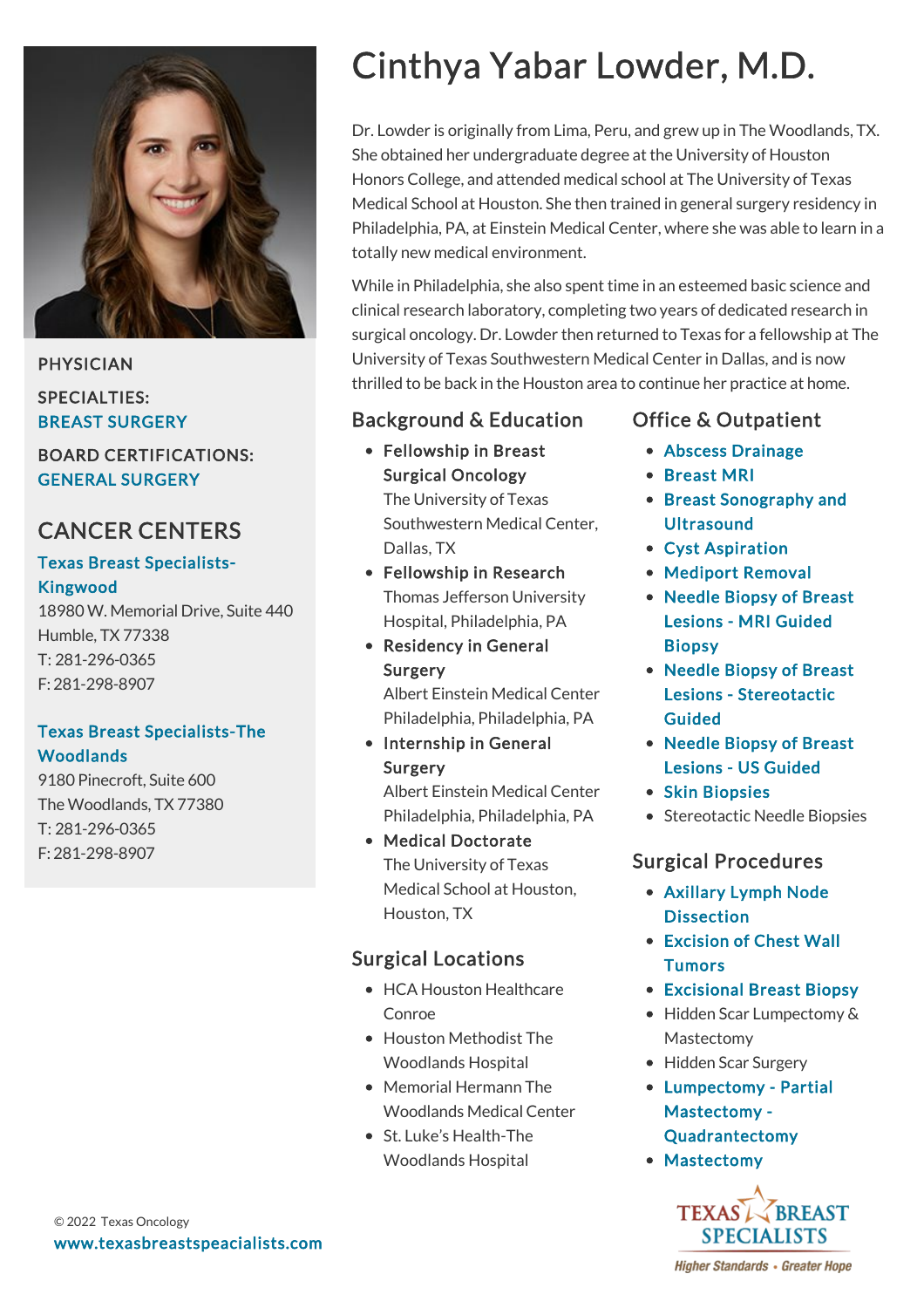# Cinthya Yabar Lowder, M.D.

Dr. Lowder is originally from Lima, Peru, and grew up in The Woodlands, TX. She obtained her undergraduate degree at the University of Houston Honors College, and attended medical school at The University of Texas Medical School at Houston. She then trained in general surgery residency in Philadelphia, PA, at Einstein Medical Center, where she was able to learn in a totally new medical environment.

While in Philadelphia, she also spent time in an esteemed basic science and clinical research laboratory, completing two years of dedicated research in surgical oncology. Dr. Lowder then returned to Texas for a fellowship at The University of Texas Southwestern Medical Center in Dallas, and is now thrilled to be back in the Houston area to continue her practice at home.

**PHYSICIAN**

**SPECIALTIES:**
BREAST SURGERY

**BOARD CERTIFICATIONS:**
GENERAL SURGERY

## CANCER CENTERS

**Texas Breast Specialists-Kingwood**
18980 W. Memorial Drive, Suite 440
Humble, TX 77338
T: 281-296-0365
F: 281-298-8907

**Texas Breast Specialists-The Woodlands**
9180 Pinecroft, Suite 600
The Woodlands, TX 77380
T: 281-296-0365
F: 281-298-8907

## Background & Education

- **Fellowship in Breast Surgical Oncology**
  The University of Texas Southwestern Medical Center, Dallas, TX
- **Fellowship in Research**
  Thomas Jefferson University Hospital, Philadelphia, PA
- **Residency in General Surgery**
  Albert Einstein Medical Center Philadelphia, Philadelphia, PA
- **Internship in General Surgery**
  Albert Einstein Medical Center Philadelphia, Philadelphia, PA
- **Medical Doctorate**
  The University of Texas Medical School at Houston, Houston, TX

## Surgical Locations

- HCA Houston Healthcare Conroe
- Houston Methodist The Woodlands Hospital
- Memorial Hermann The Woodlands Medical Center
- St. Luke's Health-The Woodlands Hospital

## Office & Outpatient

- Abscess Drainage
- Breast MRI
- Breast Sonography and Ultrasound
- Cyst Aspiration
- Mediport Removal
- Needle Biopsy of Breast Lesions - MRI Guided Biopsy
- Needle Biopsy of Breast Lesions - Stereotactic Guided
- Needle Biopsy of Breast Lesions - US Guided
- Skin Biopsies
- Stereotactic Needle Biopsies

## Surgical Procedures

- Axillary Lymph Node Dissection
- Excision of Chest Wall Tumors
- Excisional Breast Biopsy
- Hidden Scar Lumpectomy & Mastectomy
- Hidden Scar Surgery
- Lumpectomy - Partial Mastectomy - Quadrantectomy
- Mastectomy

© 2022 Texas Oncology
www.texasbreastspeacialists.com

TEXAS BREAST SPECIALISTS
*Higher Standards • Greater Hope*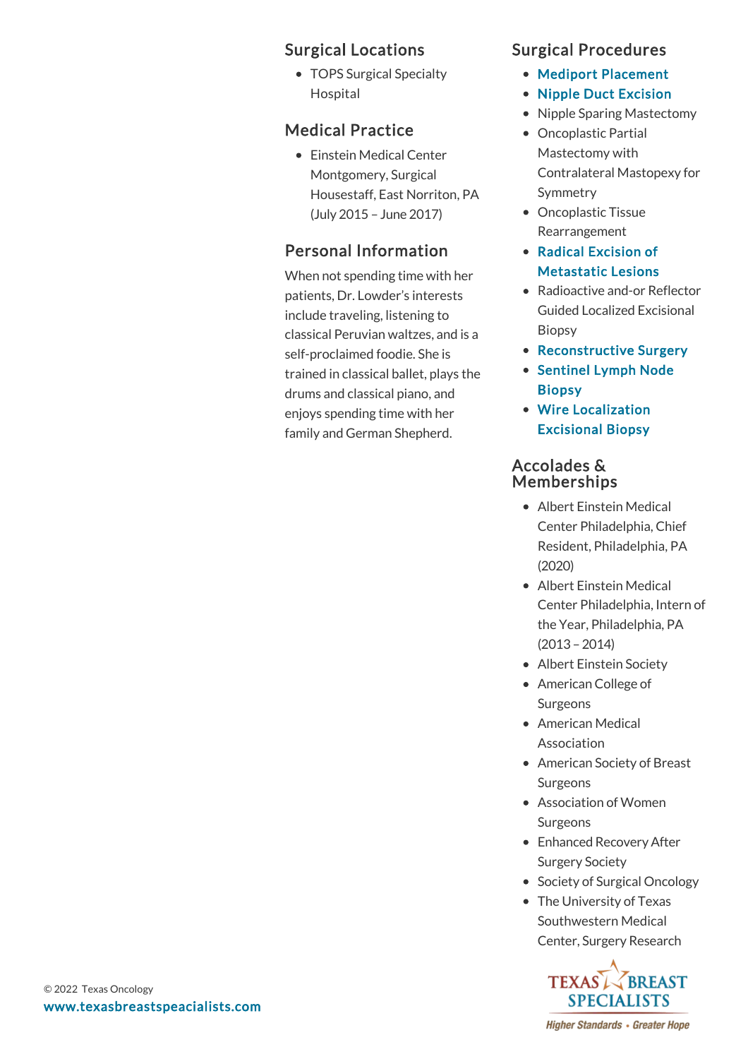## Surgical Locations

- TOPS Surgical Specialty Hospital

## Medical Practice

- Einstein Medical Center Montgomery, Surgical Housestaff, East Norriton, PA (July 2015 – June 2017)

## Personal Information

When not spending time with her patients, Dr. Lowder's interests include traveling, listening to classical Peruvian waltzes, and is a self-proclaimed foodie. She is trained in classical ballet, plays the drums and classical piano, and enjoys spending time with her family and German Shepherd.

## Surgical Procedures

- Mediport Placement
- Nipple Duct Excision
- Nipple Sparing Mastectomy
- Oncoplastic Partial Mastectomy with Contralateral Mastopexy for Symmetry
- Oncoplastic Tissue Rearrangement
- Radical Excision of Metastatic Lesions
- Radioactive and-or Reflector Guided Localized Excisional Biopsy
- Reconstructive Surgery
- Sentinel Lymph Node Biopsy
- Wire Localization Excisional Biopsy

## Accolades & Memberships

- Albert Einstein Medical Center Philadelphia, Chief Resident, Philadelphia, PA (2020)
- Albert Einstein Medical Center Philadelphia, Intern of the Year, Philadelphia, PA (2013 – 2014)
- Albert Einstein Society
- American College of Surgeons
- American Medical Association
- American Society of Breast Surgeons
- Association of Women Surgeons
- Enhanced Recovery After Surgery Society
- Society of Surgical Oncology
- The University of Texas Southwestern Medical Center, Surgery Research

© 2022 Texas Oncology
www.texasbreastspeacialists.com

TEXAS BREAST SPECIALISTS
Higher Standards • Greater Hope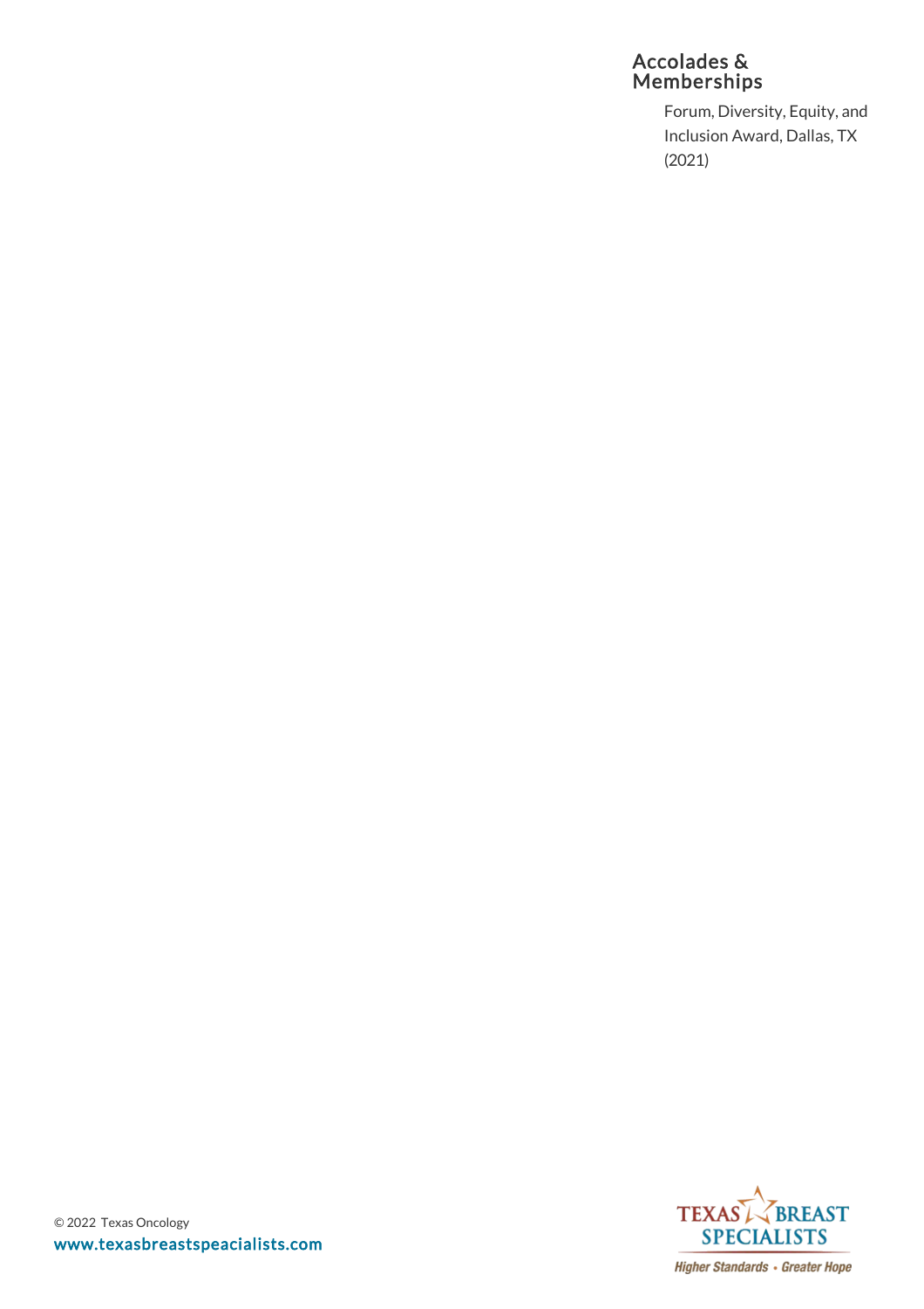## Accolades & Memberships

Forum, Diversity, Equity, and Inclusion Award, Dallas, TX (2021)

© 2022 Texas Oncology
www.texasbreastspeacialists.com

TEXAS BREAST SPECIALISTS

Higher Standards • Greater Hope